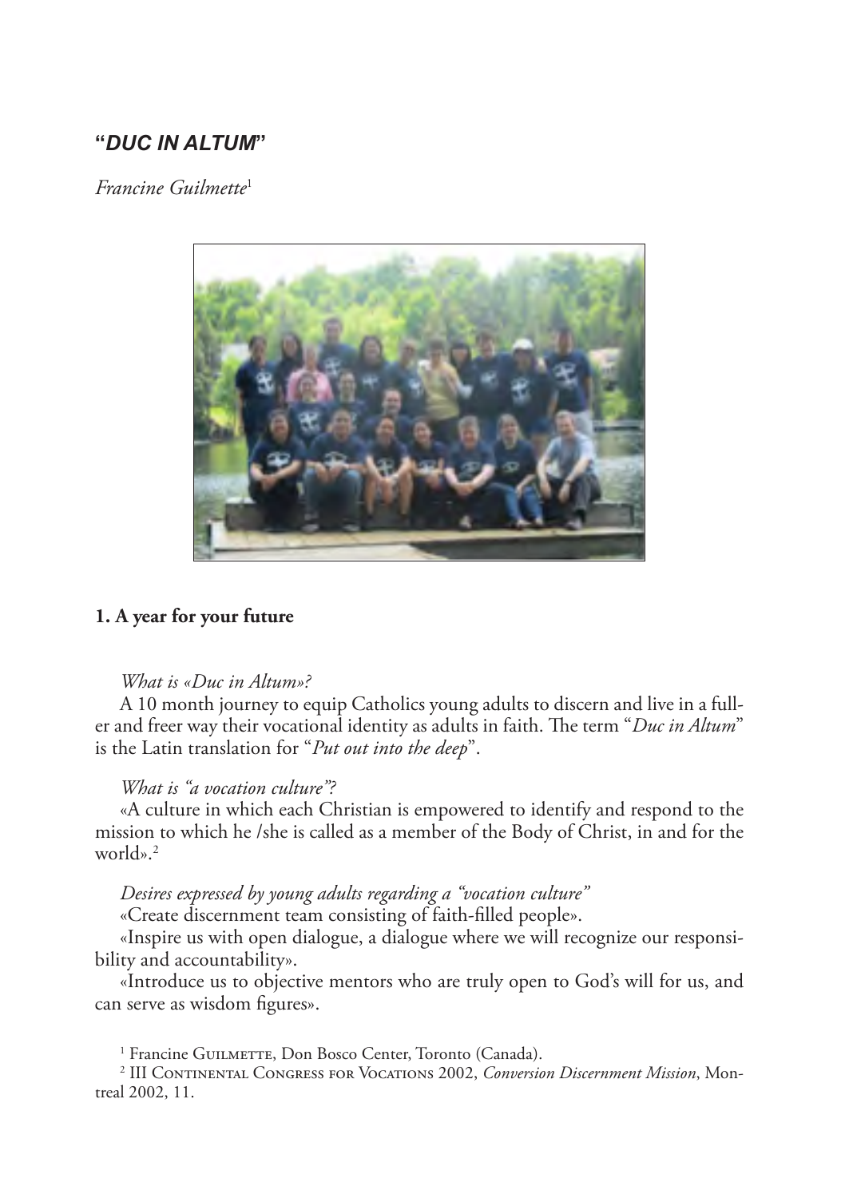# "*DUC IN ALTUM*"

*Francine Guilmette*[1]

## 1. A year for your future

*What is «Duc in Altum»?*

A 10 month journey to equip Catholics young adults to discern and live in a fuller and freer way their vocational identity as adults in faith. The term "*Duc in Altum*" is the Latin translation for "*Put out into the deep*".

*What is "a vocation culture"?*

«A culture in which each Christian is empowered to identify and respond to the mission to which he /she is called as a member of the Body of Christ, in and for the world».[2]

*Desires expressed by young adults regarding a "vocation culture"*

«Create discernment team consisting of faith-filled people».

«Inspire us with open dialogue, a dialogue where we will recognize our responsibility and accountability».

«Introduce us to objective mentors who are truly open to God's will for us, and can serve as wisdom figures».

---

[1] Francine Guilmette, Don Bosco Center, Toronto (Canada).

[2] III Continental Congress for Vocations 2002, *Conversion Discernment Mission*, Montreal 2002, 11.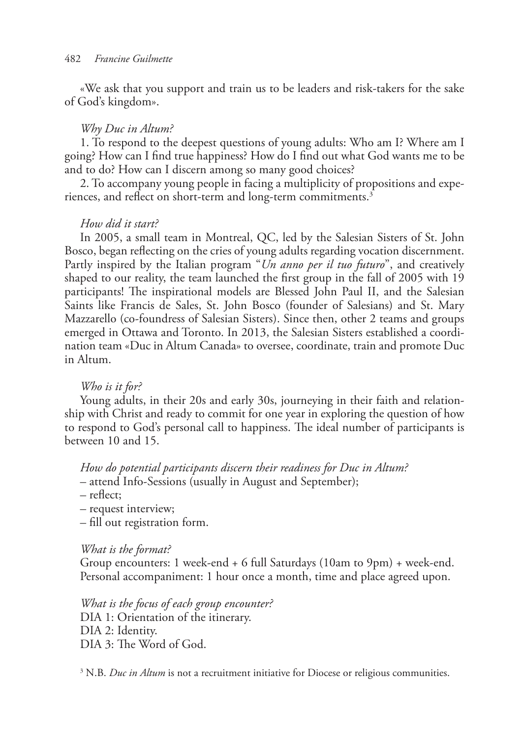«We ask that you support and train us to be leaders and risk-takers for the sake of God's kingdom».

*Why Duc in Altum?*

1. To respond to the deepest questions of young adults: Who am I? Where am I going? How can I find true happiness? How do I find out what God wants me to be and to do? How can I discern among so many good choices?

2. To accompany young people in facing a multiplicity of propositions and experiences, and reflect on short-term and long-term commitments.[3]

*How did it start?*

In 2005, a small team in Montreal, QC, led by the Salesian Sisters of St. John Bosco, began reflecting on the cries of young adults regarding vocation discernment. Partly inspired by the Italian program "*Un anno per il tuo futuro*", and creatively shaped to our reality, the team launched the first group in the fall of 2005 with 19 participants! The inspirational models are Blessed John Paul II, and the Salesian Saints like Francis de Sales, St. John Bosco (founder of Salesians) and St. Mary Mazzarello (co-foundress of Salesian Sisters). Since then, other 2 teams and groups emerged in Ottawa and Toronto. In 2013, the Salesian Sisters established a coordination team «Duc in Altum Canada» to oversee, coordinate, train and promote Duc in Altum.

*Who is it for?*

Young adults, in their 20s and early 30s, journeying in their faith and relationship with Christ and ready to commit for one year in exploring the question of how to respond to God's personal call to happiness. The ideal number of participants is between 10 and 15.

*How do potential participants discern their readiness for Duc in Altum?*

– attend Info-Sessions (usually in August and September);
– reflect;
– request interview;
– fill out registration form.

*What is the format?*

Group encounters: 1 week-end + 6 full Saturdays (10am to 9pm) + week-end.
Personal accompaniment: 1 hour once a month, time and place agreed upon.

*What is the focus of each group encounter?*

DIA 1: Orientation of the itinerary.
DIA 2: Identity.
DIA 3: The Word of God.

[3] N.B. *Duc in Altum* is not a recruitment initiative for Diocese or religious communities.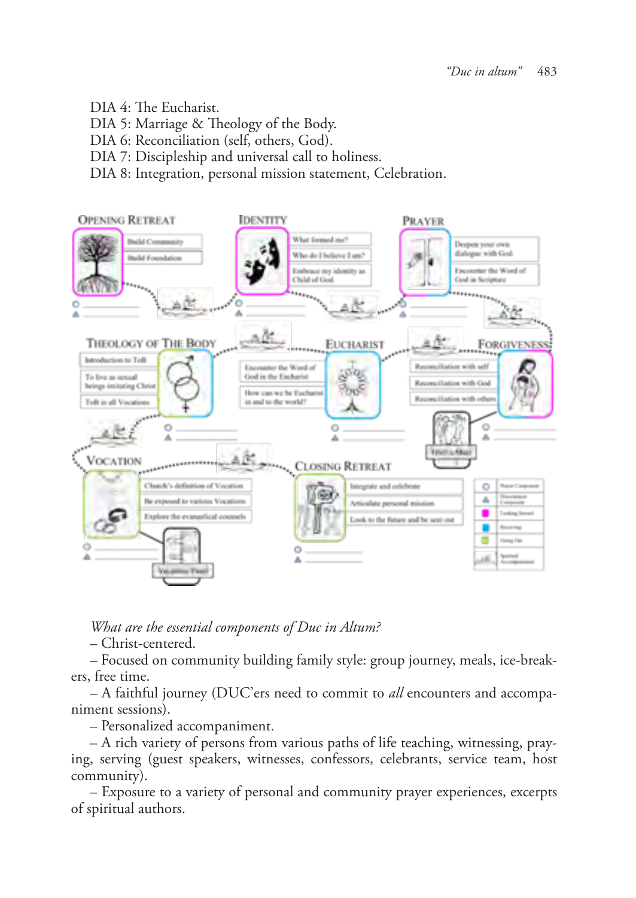DIA 4: The Eucharist.
DIA 5: Marriage & Theology of the Body.
DIA 6: Reconciliation (self, others, God).
DIA 7: Discipleship and universal call to holiness.
DIA 8: Integration, personal mission statement, Celebration.

*What are the essential components of Duc in Altum?*

– Christ-centered.

– Focused on community building family style: group journey, meals, ice-breakers, free time.

– A faithful journey (DUC'ers need to commit to *all* encounters and accompaniment sessions).

– Personalized accompaniment.

– A rich variety of persons from various paths of life teaching, witnessing, praying, serving (guest speakers, witnesses, confessors, celebrants, service team, host community).

– Exposure to a variety of personal and community prayer experiences, excerpts of spiritual authors.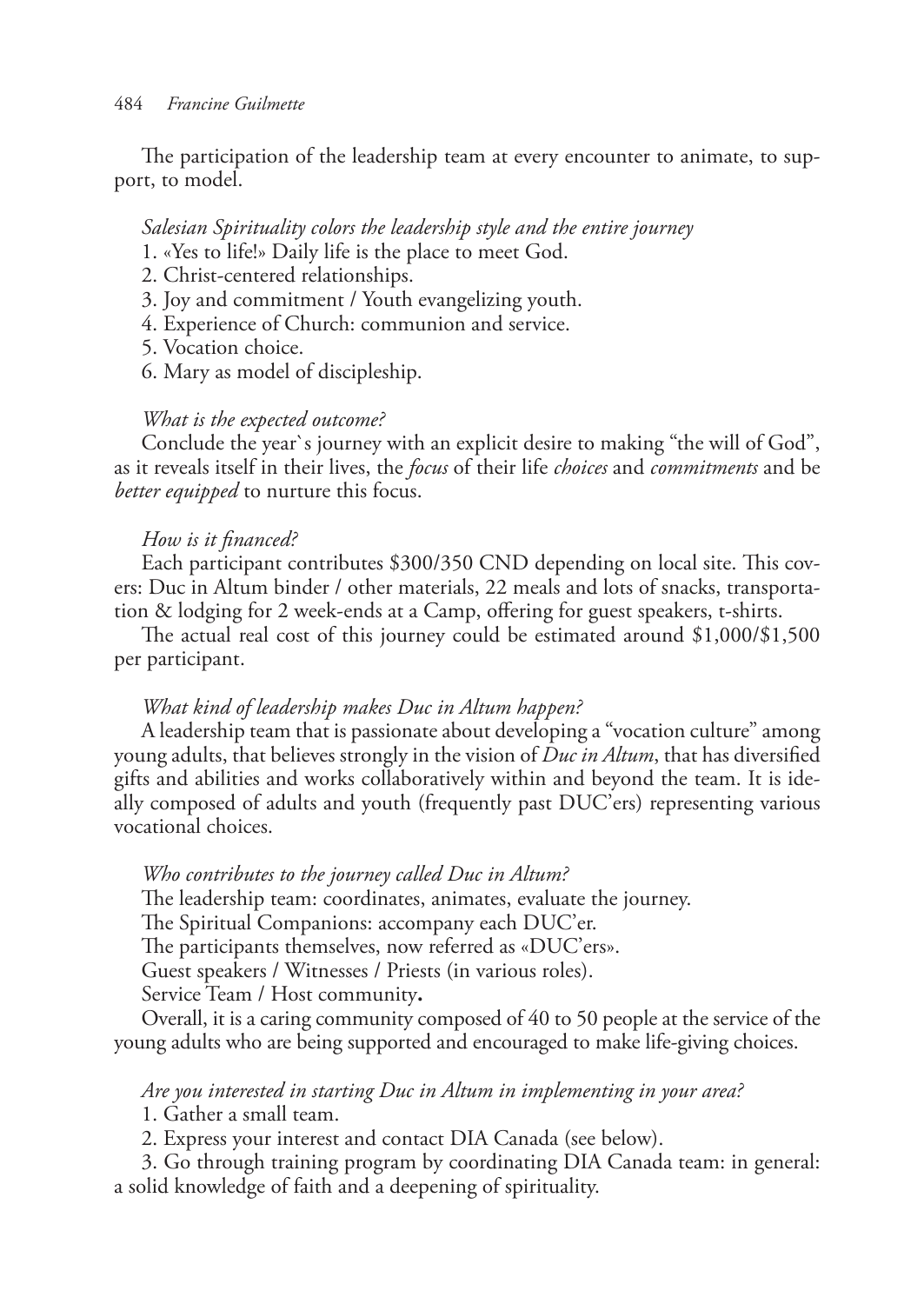The participation of the leadership team at every encounter to animate, to support, to model.

*Salesian Spirituality colors the leadership style and the entire journey*

1. «Yes to life!» Daily life is the place to meet God.
2. Christ-centered relationships.
3. Joy and commitment / Youth evangelizing youth.
4. Experience of Church: communion and service.
5. Vocation choice.
6. Mary as model of discipleship.

*What is the expected outcome?*

Conclude the year`s journey with an explicit desire to making "the will of God", as it reveals itself in their lives, the *focus* of their life *choices* and *commitments* and be *better equipped* to nurture this focus.

*How is it financed?*

Each participant contributes $300/350 CND depending on local site. This covers: Duc in Altum binder / other materials, 22 meals and lots of snacks, transportation & lodging for 2 week-ends at a Camp, offering for guest speakers, t-shirts.

The actual real cost of this journey could be estimated around $1,000/$1,500 per participant.

*What kind of leadership makes Duc in Altum happen?*

A leadership team that is passionate about developing a "vocation culture" among young adults, that believes strongly in the vision of *Duc in Altum*, that has diversified gifts and abilities and works collaboratively within and beyond the team. It is ideally composed of adults and youth (frequently past DUC'ers) representing various vocational choices.

*Who contributes to the journey called Duc in Altum?*

The leadership team: coordinates, animates, evaluate the journey.

The Spiritual Companions: accompany each DUC'er.

The participants themselves, now referred as «DUC'ers».

Guest speakers / Witnesses / Priests (in various roles).

Service Team / Host community**.**

Overall, it is a caring community composed of 40 to 50 people at the service of the young adults who are being supported and encouraged to make life-giving choices.

*Are you interested in starting Duc in Altum in implementing in your area?*

1. Gather a small team.
2. Express your interest and contact DIA Canada (see below).
3. Go through training program by coordinating DIA Canada team: in general: a solid knowledge of faith and a deepening of spirituality.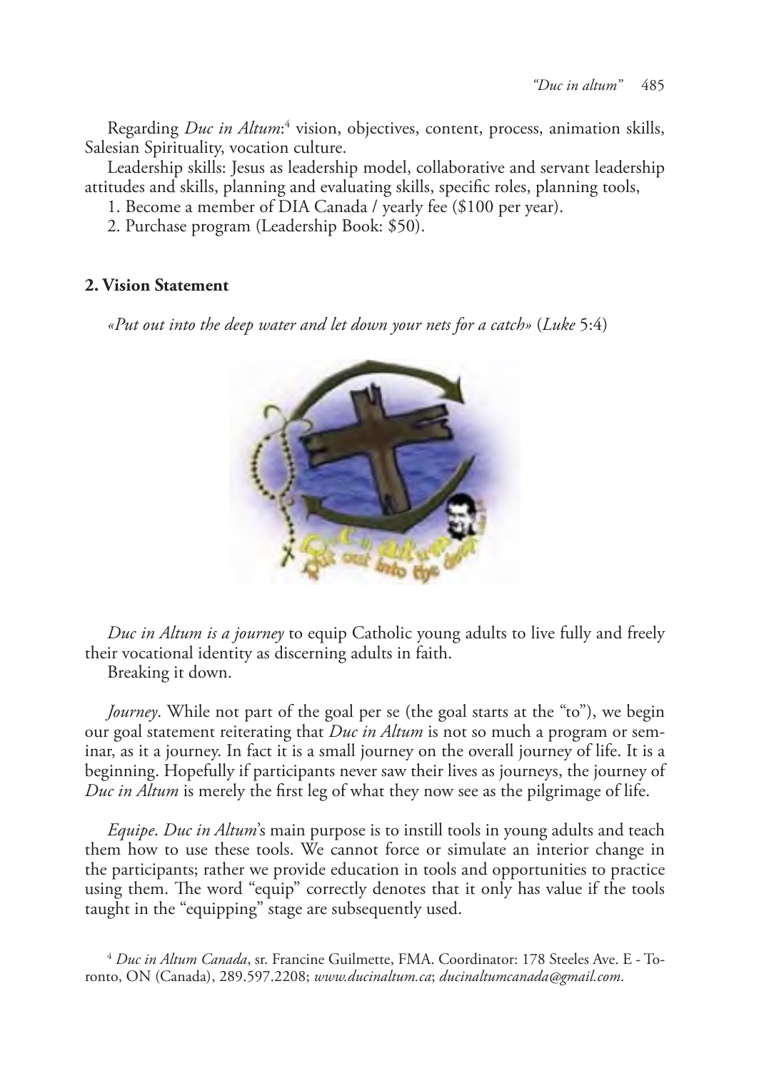Regarding *Duc in Altum*:[4] vision, objectives, content, process, animation skills, Salesian Spirituality, vocation culture.

Leadership skills: Jesus as leadership model, collaborative and servant leadership attitudes and skills, planning and evaluating skills, specific roles, planning tools,

1. Become a member of DIA Canada / yearly fee ($100 per year).
2. Purchase program (Leadership Book: $50).

## 2. Vision Statement

*«Put out into the deep water and let down your nets for a catch»* (*Luke* 5:4)

*Duc in Altum is a journey* to equip Catholic young adults to live fully and freely their vocational identity as discerning adults in faith.

Breaking it down.

*Journey*. While not part of the goal per se (the goal starts at the "to"), we begin our goal statement reiterating that *Duc in Altum* is not so much a program or seminar, as it a journey. In fact it is a small journey on the overall journey of life. It is a beginning. Hopefully if participants never saw their lives as journeys, the journey of *Duc in Altum* is merely the first leg of what they now see as the pilgrimage of life.

*Equipe*. *Duc in Altum*'s main purpose is to instill tools in young adults and teach them how to use these tools. We cannot force or simulate an interior change in the participants; rather we provide education in tools and opportunities to practice using them. The word "equip" correctly denotes that it only has value if the tools taught in the "equipping" stage are subsequently used.

[4] *Duc in Altum Canada*, sr. Francine Guilmette, FMA. Coordinator: 178 Steeles Ave. E - Toronto, ON (Canada), 289.597.2208; *www.ducinaltum.ca*; *ducinaltumcanada@gmail.com*.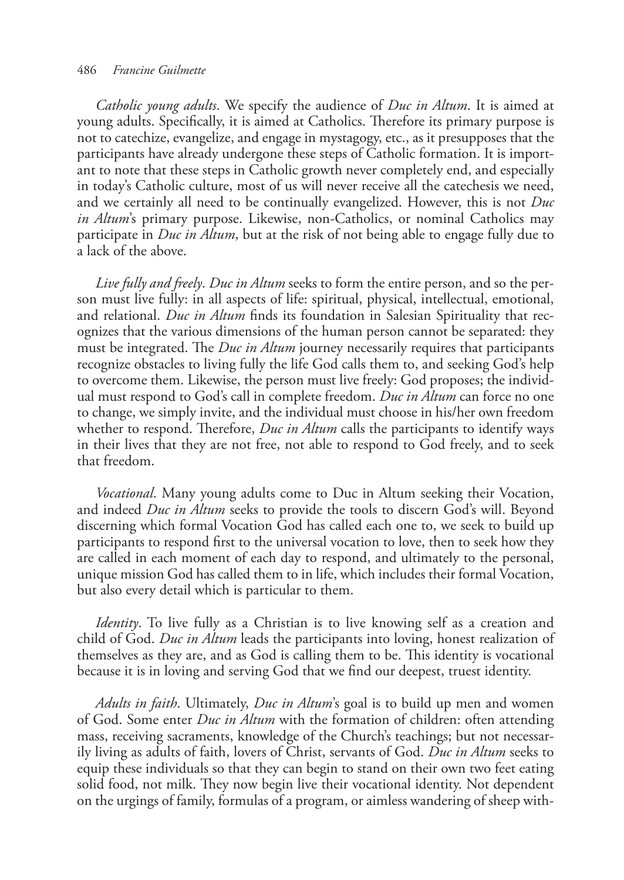*Catholic young adults*. We specify the audience of *Duc in Altum*. It is aimed at young adults. Specifically, it is aimed at Catholics. Therefore its primary purpose is not to catechize, evangelize, and engage in mystagogy, etc., as it presupposes that the participants have already undergone these steps of Catholic formation. It is important to note that these steps in Catholic growth never completely end, and especially in today's Catholic culture, most of us will never receive all the catechesis we need, and we certainly all need to be continually evangelized. However, this is not *Duc in Altum*'s primary purpose. Likewise, non-Catholics, or nominal Catholics may participate in *Duc in Altum*, but at the risk of not being able to engage fully due to a lack of the above.

*Live fully and freely*. *Duc in Altum* seeks to form the entire person, and so the person must live fully: in all aspects of life: spiritual, physical, intellectual, emotional, and relational. *Duc in Altum* finds its foundation in Salesian Spirituality that recognizes that the various dimensions of the human person cannot be separated: they must be integrated. The *Duc in Altum* journey necessarily requires that participants recognize obstacles to living fully the life God calls them to, and seeking God's help to overcome them. Likewise, the person must live freely: God proposes; the individual must respond to God's call in complete freedom. *Duc in Altum* can force no one to change, we simply invite, and the individual must choose in his/her own freedom whether to respond. Therefore, *Duc in Altum* calls the participants to identify ways in their lives that they are not free, not able to respond to God freely, and to seek that freedom.

*Vocational*. Many young adults come to Duc in Altum seeking their Vocation, and indeed *Duc in Altum* seeks to provide the tools to discern God's will. Beyond discerning which formal Vocation God has called each one to, we seek to build up participants to respond first to the universal vocation to love, then to seek how they are called in each moment of each day to respond, and ultimately to the personal, unique mission God has called them to in life, which includes their formal Vocation, but also every detail which is particular to them.

*Identity*. To live fully as a Christian is to live knowing self as a creation and child of God. *Duc in Altum* leads the participants into loving, honest realization of themselves as they are, and as God is calling them to be. This identity is vocational because it is in loving and serving God that we find our deepest, truest identity.

*Adults in faith*. Ultimately, *Duc in Altum*'s goal is to build up men and women of God. Some enter *Duc in Altum* with the formation of children: often attending mass, receiving sacraments, knowledge of the Church's teachings; but not necessarily living as adults of faith, lovers of Christ, servants of God. *Duc in Altum* seeks to equip these individuals so that they can begin to stand on their own two feet eating solid food, not milk. They now begin live their vocational identity. Not dependent on the urgings of family, formulas of a program, or aimless wandering of sheep with-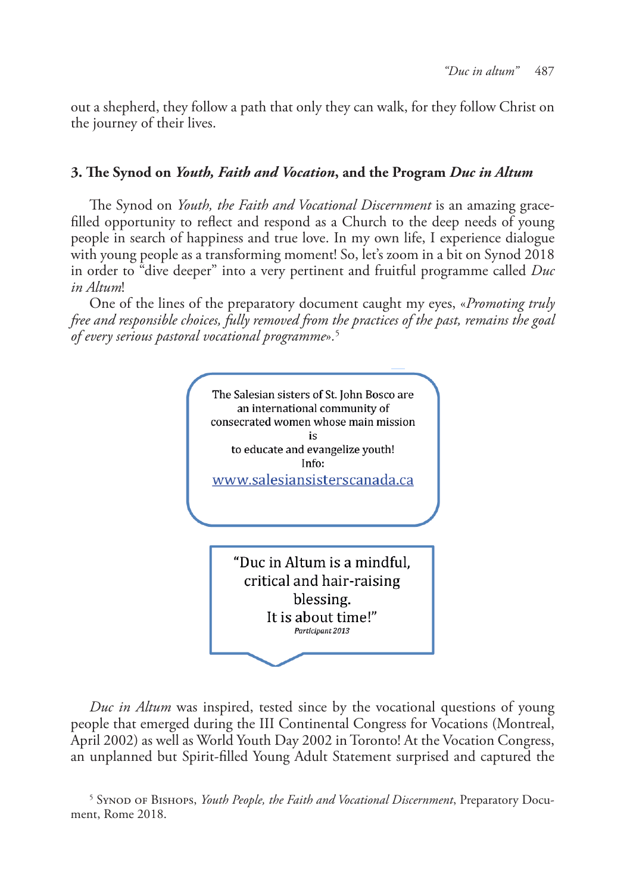out a shepherd, they follow a path that only they can walk, for they follow Christ on the journey of their lives.

### 3. The Synod on *Youth, Faith and Vocation*, and the Program *Duc in Altum*

The Synod on *Youth, the Faith and Vocational Discernment* is an amazing grace-filled opportunity to reflect and respond as a Church to the deep needs of young people in search of happiness and true love. In my own life, I experience dialogue with young people as a transforming moment! So, let's zoom in a bit on Synod 2018 in order to "dive deeper" into a very pertinent and fruitful programme called *Duc in Altum*!

One of the lines of the preparatory document caught my eyes, «*Promoting truly free and responsible choices, fully removed from the practices of the past, remains the goal of every serious pastoral vocational programme*».[5]

> The Salesian sisters of St. John Bosco are an international community of consecrated women whose main mission is to educate and evangelize youth! Info: www.salesiansisterscanada.ca

> "Duc in Altum is a mindful, critical and hair-raising blessing. It is about time!"
> *Participant 2013*

*Duc in Altum* was inspired, tested since by the vocational questions of young people that emerged during the III Continental Congress for Vocations (Montreal, April 2002) as well as World Youth Day 2002 in Toronto! At the Vocation Congress, an unplanned but Spirit-filled Young Adult Statement surprised and captured the

[5] Synod of Bishops, *Youth People, the Faith and Vocational Discernment*, Preparatory Document, Rome 2018.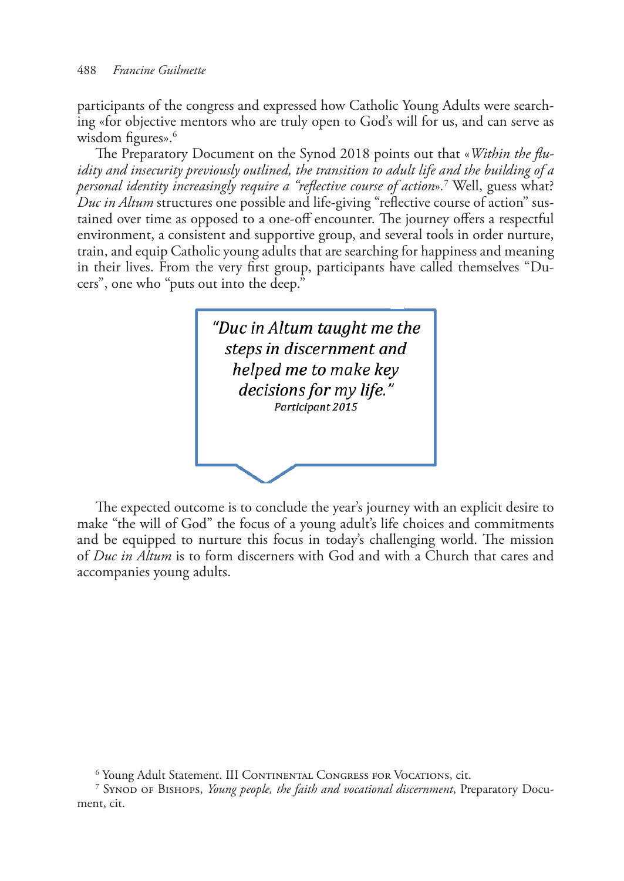participants of the congress and expressed how Catholic Young Adults were searching «for objective mentors who are truly open to God's will for us, and can serve as wisdom figures».[6]

The Preparatory Document on the Synod 2018 points out that «*Within the fluidity and insecurity previously outlined, the transition to adult life and the building of a personal identity increasingly require a "reflective course of action*».[7] Well, guess what? *Duc in Altum* structures one possible and life-giving "reflective course of action" sustained over time as opposed to a one-off encounter. The journey offers a respectful environment, a consistent and supportive group, and several tools in order nurture, train, and equip Catholic young adults that are searching for happiness and meaning in their lives. From the very first group, participants have called themselves "Ducers", one who "puts out into the deep."

> *"Duc in Altum taught me the steps in discernment and helped me to make key decisions for my life."*
> *Participant 2015*

The expected outcome is to conclude the year's journey with an explicit desire to make "the will of God" the focus of a young adult's life choices and commitments and be equipped to nurture this focus in today's challenging world. The mission of *Duc in Altum* is to form discerners with God and with a Church that cares and accompanies young adults.

---

[6] Young Adult Statement. III Continental Congress for Vocations, cit.

[7] Synod of Bishops, *Young people, the faith and vocational discernment*, Preparatory Document, cit.